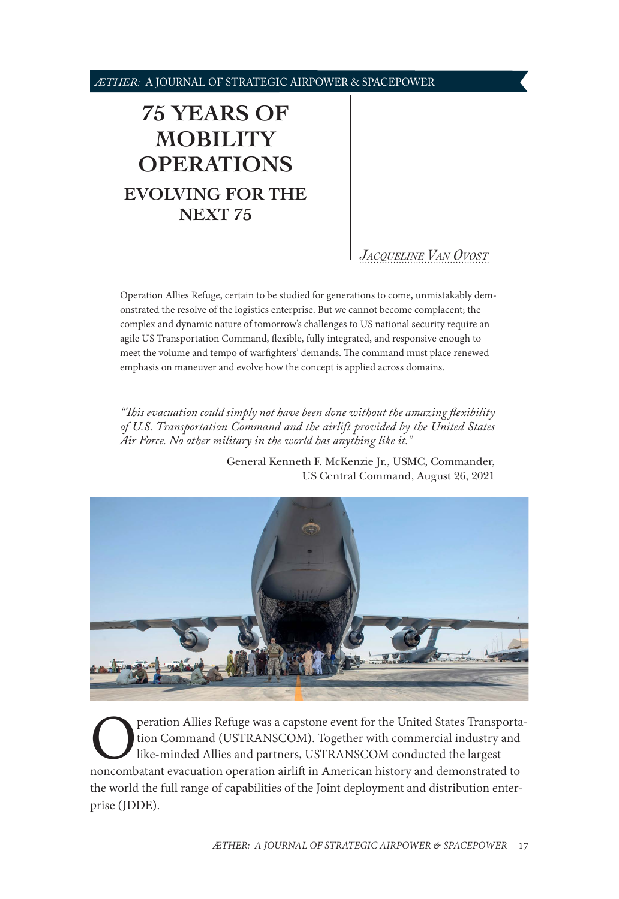# 75 YEARS OF MOBILITY OPERATIONS

## EVOLVING FOR THE NEXT 75

*Jacqueline Van Ovost*

Operation Allies Refuge, certain to be studied for generations to come, unmistakably demonstrated the resolve of the logistics enterprise. But we cannot become complacent; the complex and dynamic nature of tomorrow's challenges to US national security require an agile US Transportation Command, flexible, fully integrated, and responsive enough to meet the volume and tempo of warfighters' demands. The command must place renewed emphasis on maneuver and evolve how the concept is applied across domains.

*"This evacuation could simply not have been done without the amazing flexibility of U.S. Transportation Command and the airlift provided by the United States Air Force. No other military in the world has anything like it."*

General Kenneth F. McKenzie Jr., USMC, Commander, US Central Command, August 26, 2021

Operation Allies Refuge was a capstone event for the United States Transportation Command (USTRANSCOM). Together with commercial industry and like-minded Allies and partners, USTRANSCOM conducted the largest noncombatant evacuation operation airlift in American history and demonstrated to the world the full range of capabilities of the Joint deployment and distribution enterprise (JDDE).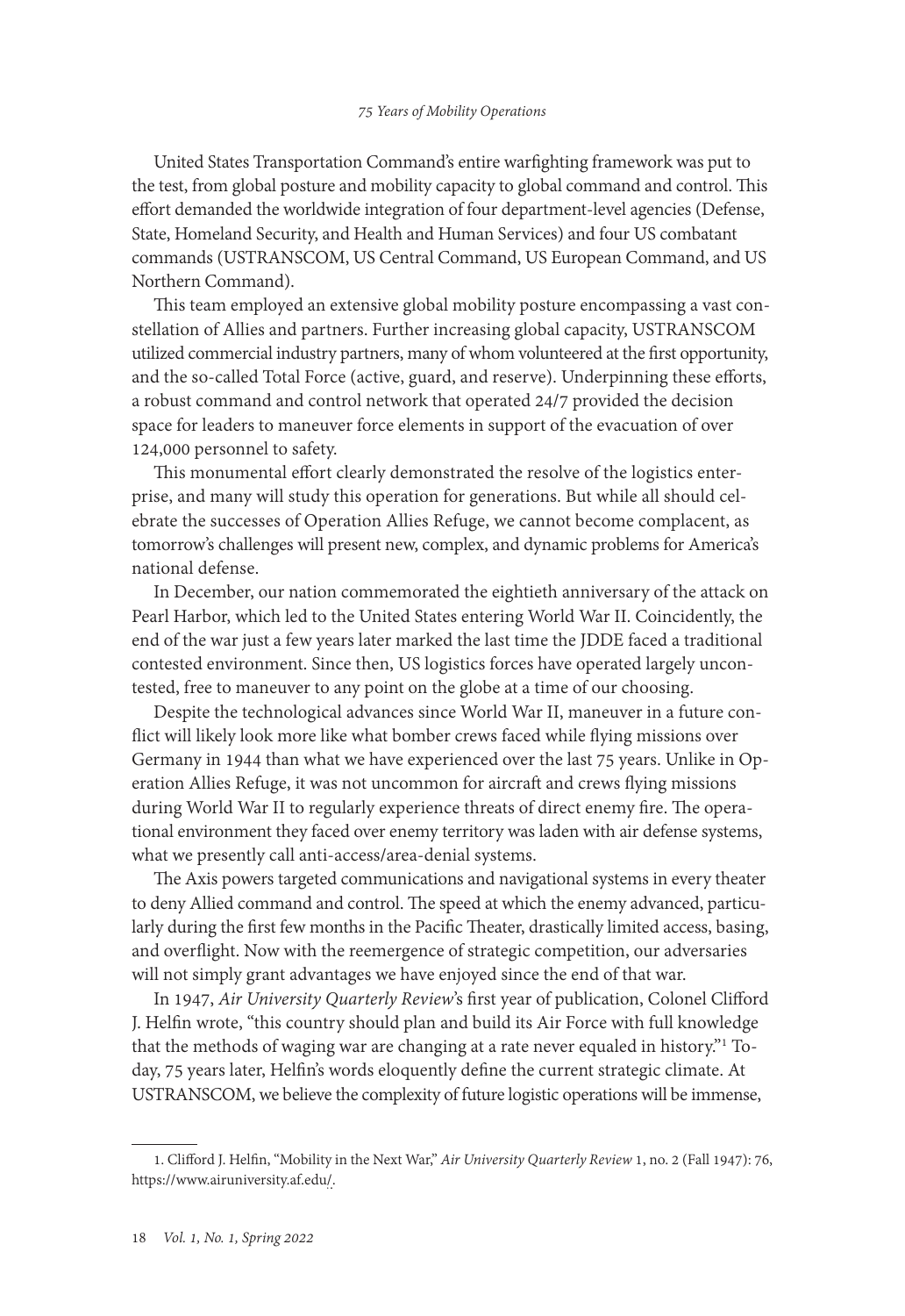United States Transportation Command's entire warfighting framework was put to the test, from global posture and mobility capacity to global command and control. This effort demanded the worldwide integration of four department-level agencies (Defense, State, Homeland Security, and Health and Human Services) and four US combatant commands (USTRANSCOM, US Central Command, US European Command, and US Northern Command).

This team employed an extensive global mobility posture encompassing a vast constellation of Allies and partners. Further increasing global capacity, USTRANSCOM utilized commercial industry partners, many of whom volunteered at the first opportunity, and the so-called Total Force (active, guard, and reserve). Underpinning these efforts, a robust command and control network that operated 24/7 provided the decision space for leaders to maneuver force elements in support of the evacuation of over 124,000 personnel to safety.

This monumental effort clearly demonstrated the resolve of the logistics enterprise, and many will study this operation for generations. But while all should celebrate the successes of Operation Allies Refuge, we cannot become complacent, as tomorrow's challenges will present new, complex, and dynamic problems for America's national defense.

In December, our nation commemorated the eightieth anniversary of the attack on Pearl Harbor, which led to the United States entering World War II. Coincidentally, the end of the war just a few years later marked the last time the JDDE faced a traditional contested environment. Since then, US logistics forces have operated largely uncontested, free to maneuver to any point on the globe at a time of our choosing.

Despite the technological advances since World War II, maneuver in a future conflict will likely look more like what bomber crews faced while flying missions over Germany in 1944 than what we have experienced over the last 75 years. Unlike in Operation Allies Refuge, it was not uncommon for aircraft and crews flying missions during World War II to regularly experience threats of direct enemy fire. The operational environment they faced over enemy territory was laden with air defense systems, what we presently call anti-access/area-denial systems.

The Axis powers targeted communications and navigational systems in every theater to deny Allied command and control. The speed at which the enemy advanced, particularly during the first few months in the Pacific Theater, drastically limited access, basing, and overflight. Now with the reemergence of strategic competition, our adversaries will not simply grant advantages we have enjoyed since the end of that war.

In 1947, *Air University Quarterly Review*'s first year of publication, Colonel Clifford J. Helfin wrote, "this country should plan and build its Air Force with full knowledge that the methods of waging war are changing at a rate never equaled in history."[1] Today, 75 years later, Helfin's words eloquently define the current strategic climate. At USTRANSCOM, we believe the complexity of future logistic operations will be immense,

1. Clifford J. Helfin, "Mobility in the Next War," *Air University Quarterly Review* 1, no. 2 (Fall 1947): 76, https://www.airuniversity.af.edu/.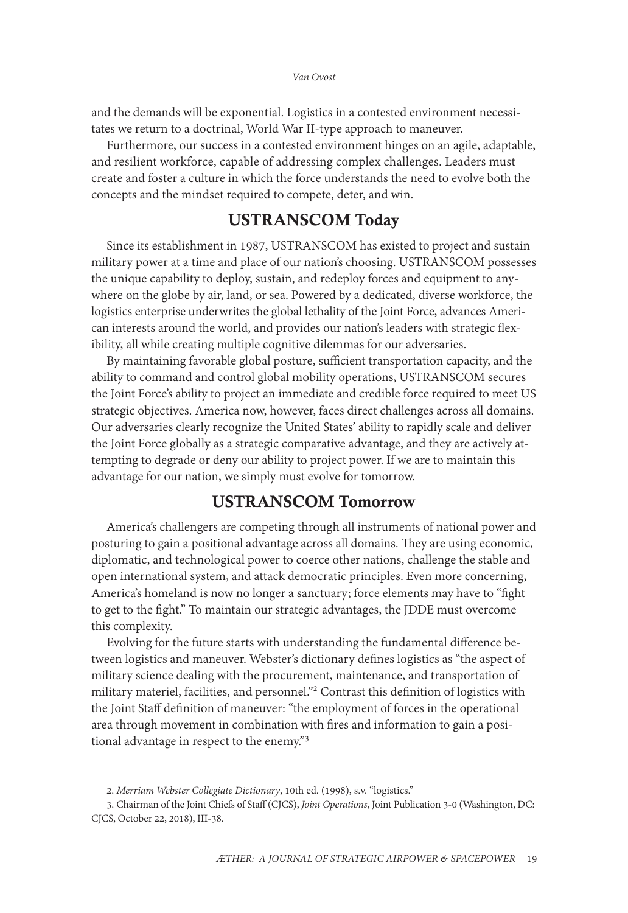and the demands will be exponential. Logistics in a contested environment necessitates we return to a doctrinal, World War II-type approach to maneuver.

Furthermore, our success in a contested environment hinges on an agile, adaptable, and resilient workforce, capable of addressing complex challenges. Leaders must create and foster a culture in which the force understands the need to evolve both the concepts and the mindset required to compete, deter, and win.

## USTRANSCOM Today

Since its establishment in 1987, USTRANSCOM has existed to project and sustain military power at a time and place of our nation's choosing. USTRANSCOM possesses the unique capability to deploy, sustain, and redeploy forces and equipment to anywhere on the globe by air, land, or sea. Powered by a dedicated, diverse workforce, the logistics enterprise underwrites the global lethality of the Joint Force, advances American interests around the world, and provides our nation's leaders with strategic flexibility, all while creating multiple cognitive dilemmas for our adversaries.

By maintaining favorable global posture, sufficient transportation capacity, and the ability to command and control global mobility operations, USTRANSCOM secures the Joint Force's ability to project an immediate and credible force required to meet US strategic objectives. America now, however, faces direct challenges across all domains. Our adversaries clearly recognize the United States' ability to rapidly scale and deliver the Joint Force globally as a strategic comparative advantage, and they are actively attempting to degrade or deny our ability to project power. If we are to maintain this advantage for our nation, we simply must evolve for tomorrow.

## USTRANSCOM Tomorrow

America's challengers are competing through all instruments of national power and posturing to gain a positional advantage across all domains. They are using economic, diplomatic, and technological power to coerce other nations, challenge the stable and open international system, and attack democratic principles. Even more concerning, America's homeland is now no longer a sanctuary; force elements may have to "fight to get to the fight." To maintain our strategic advantages, the JDDE must overcome this complexity.

Evolving for the future starts with understanding the fundamental difference between logistics and maneuver. Webster's dictionary defines logistics as "the aspect of military science dealing with the procurement, maintenance, and transportation of military materiel, facilities, and personnel."[2] Contrast this definition of logistics with the Joint Staff definition of maneuver: "the employment of forces in the operational area through movement in combination with fires and information to gain a positional advantage in respect to the enemy."[3]

---

2. *Merriam Webster Collegiate Dictionary*, 10th ed. (1998), s.v. "logistics."

3. Chairman of the Joint Chiefs of Staff (CJCS), *Joint Operations*, Joint Publication 3-0 (Washington, DC: CJCS, October 22, 2018), III-38.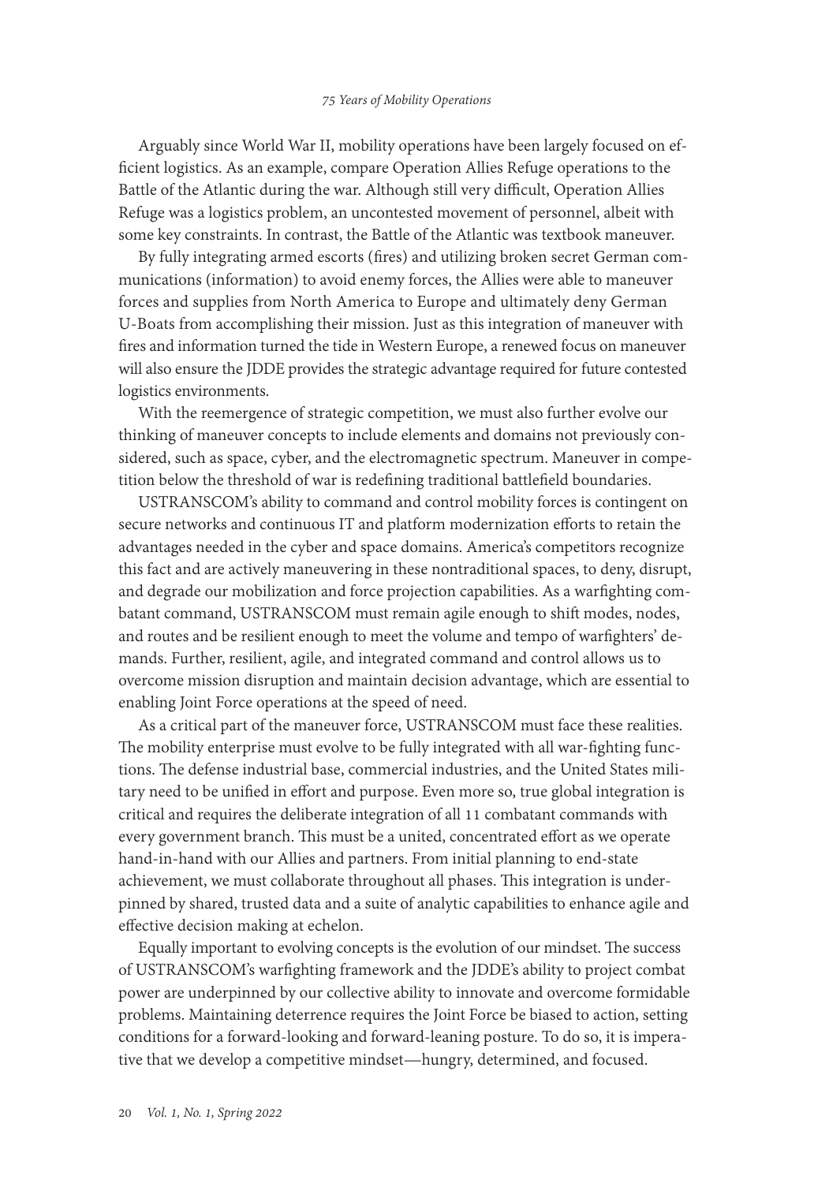Arguably since World War II, mobility operations have been largely focused on efficient logistics. As an example, compare Operation Allies Refuge operations to the Battle of the Atlantic during the war. Although still very difficult, Operation Allies Refuge was a logistics problem, an uncontested movement of personnel, albeit with some key constraints. In contrast, the Battle of the Atlantic was textbook maneuver.

By fully integrating armed escorts (fires) and utilizing broken secret German communications (information) to avoid enemy forces, the Allies were able to maneuver forces and supplies from North America to Europe and ultimately deny German U-Boats from accomplishing their mission. Just as this integration of maneuver with fires and information turned the tide in Western Europe, a renewed focus on maneuver will also ensure the JDDE provides the strategic advantage required for future contested logistics environments.

With the reemergence of strategic competition, we must also further evolve our thinking of maneuver concepts to include elements and domains not previously considered, such as space, cyber, and the electromagnetic spectrum. Maneuver in competition below the threshold of war is redefining traditional battlefield boundaries.

USTRANSCOM's ability to command and control mobility forces is contingent on secure networks and continuous IT and platform modernization efforts to retain the advantages needed in the cyber and space domains. America's competitors recognize this fact and are actively maneuvering in these nontraditional spaces, to deny, disrupt, and degrade our mobilization and force projection capabilities. As a warfighting combatant command, USTRANSCOM must remain agile enough to shift modes, nodes, and routes and be resilient enough to meet the volume and tempo of warfighters' demands. Further, resilient, agile, and integrated command and control allows us to overcome mission disruption and maintain decision advantage, which are essential to enabling Joint Force operations at the speed of need.

As a critical part of the maneuver force, USTRANSCOM must face these realities. The mobility enterprise must evolve to be fully integrated with all war-fighting functions. The defense industrial base, commercial industries, and the United States military need to be unified in effort and purpose. Even more so, true global integration is critical and requires the deliberate integration of all 11 combatant commands with every government branch. This must be a united, concentrated effort as we operate hand-in-hand with our Allies and partners. From initial planning to end-state achievement, we must collaborate throughout all phases. This integration is underpinned by shared, trusted data and a suite of analytic capabilities to enhance agile and effective decision making at echelon.

Equally important to evolving concepts is the evolution of our mindset. The success of USTRANSCOM's warfighting framework and the JDDE's ability to project combat power are underpinned by our collective ability to innovate and overcome formidable problems. Maintaining deterrence requires the Joint Force be biased to action, setting conditions for a forward-looking and forward-leaning posture. To do so, it is imperative that we develop a competitive mindset—hungry, determined, and focused.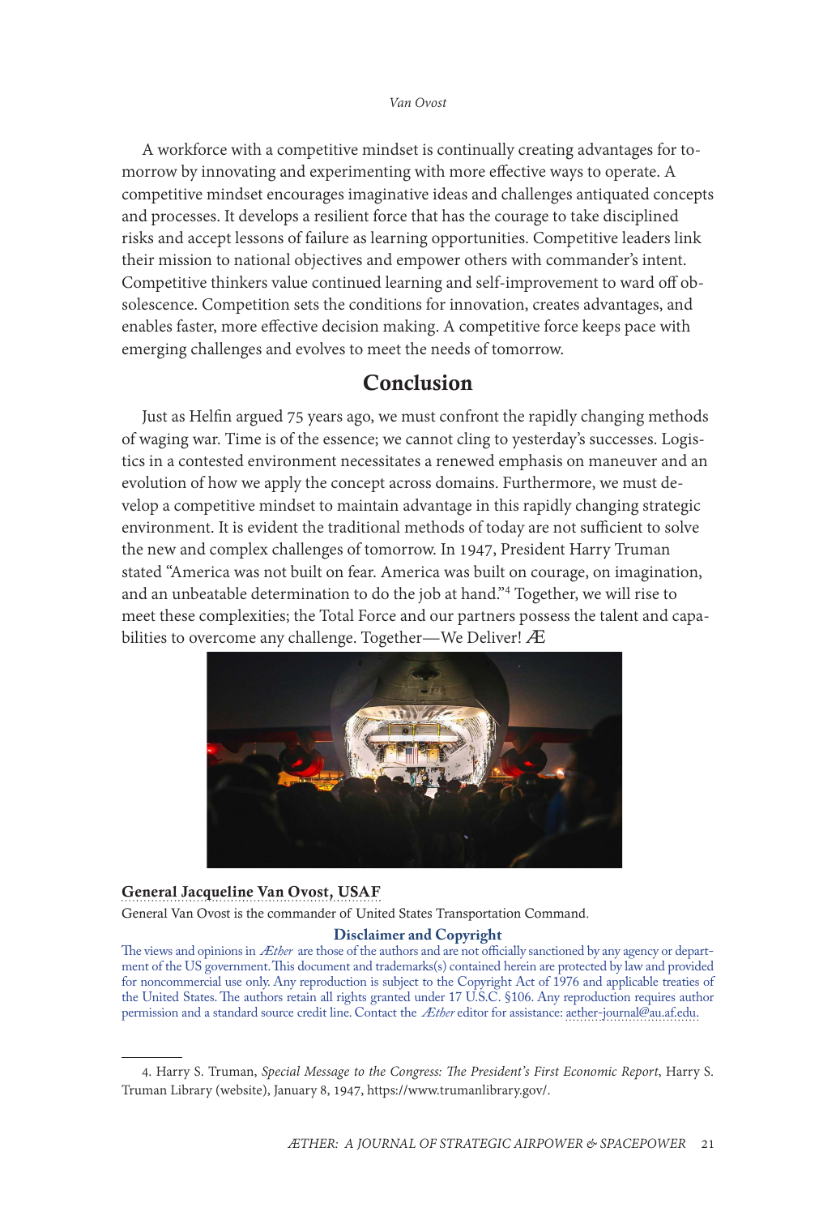A workforce with a competitive mindset is continually creating advantages for tomorrow by innovating and experimenting with more effective ways to operate. A competitive mindset encourages imaginative ideas and challenges antiquated concepts and processes. It develops a resilient force that has the courage to take disciplined risks and accept lessons of failure as learning opportunities. Competitive leaders link their mission to national objectives and empower others with commander's intent. Competitive thinkers value continued learning and self-improvement to ward off obsolescence. Competition sets the conditions for innovation, creates advantages, and enables faster, more effective decision making. A competitive force keeps pace with emerging challenges and evolves to meet the needs of tomorrow.

## Conclusion

Just as Helfin argued 75 years ago, we must confront the rapidly changing methods of waging war. Time is of the essence; we cannot cling to yesterday's successes. Logistics in a contested environment necessitates a renewed emphasis on maneuver and an evolution of how we apply the concept across domains. Furthermore, we must develop a competitive mindset to maintain advantage in this rapidly changing strategic environment. It is evident the traditional methods of today are not sufficient to solve the new and complex challenges of tomorrow. In 1947, President Harry Truman stated "America was not built on fear. America was built on courage, on imagination, and an unbeatable determination to do the job at hand."[4] Together, we will rise to meet these complexities; the Total Force and our partners possess the talent and capabilities to overcome any challenge. Together—We Deliver! Æ

**General Jacqueline Van Ovost, USAF**

General Van Ovost is the commander of United States Transportation Command.

**Disclaimer and Copyright**

The views and opinions in *Æther* are those of the authors and are not officially sanctioned by any agency or department of the US government. This document and trademarks(s) contained herein are protected by law and provided for noncommercial use only. Any reproduction is subject to the Copyright Act of 1976 and applicable treaties of the United States. The authors retain all rights granted under 17 U.S.C. §106. Any reproduction requires author permission and a standard source credit line. Contact the *Æther* editor for assistance: aether-journal@au.af.edu.

---

4. Harry S. Truman, *Special Message to the Congress: The President's First Economic Report*, Harry S. Truman Library (website), January 8, 1947, https://www.trumanlibrary.gov/.